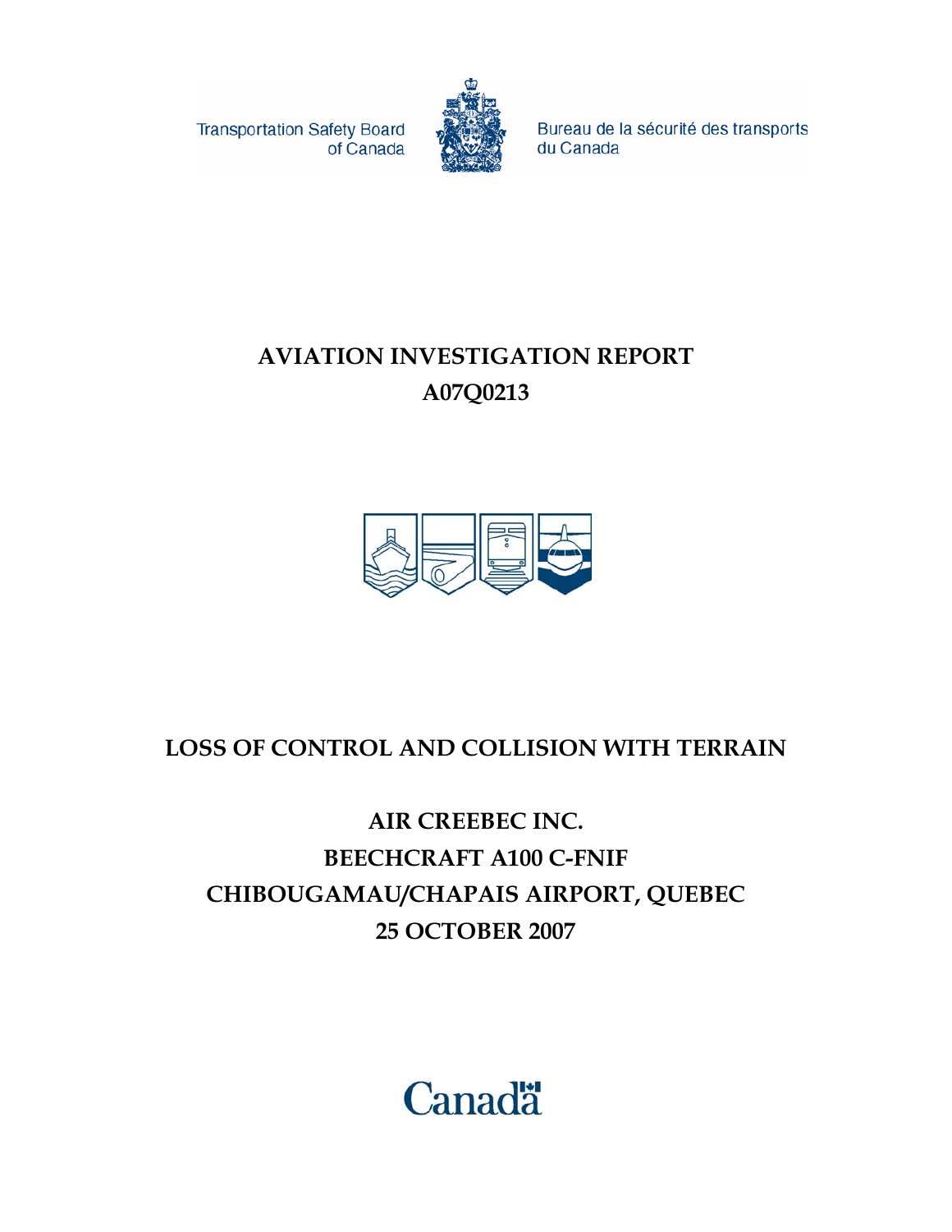Transportation Safety Board of Canada

Bureau de la sécurité des transports du Canada

# AVIATION INVESTIGATION REPORT
# A07Q0213

## LOSS OF CONTROL AND COLLISION WITH TERRAIN

## AIR CREEBEC INC.
## BEECHCRAFT A100 C-FNIF
## CHIBOUGAMAU/CHAPAIS AIRPORT, QUEBEC
## 25 OCTOBER 2007

Canada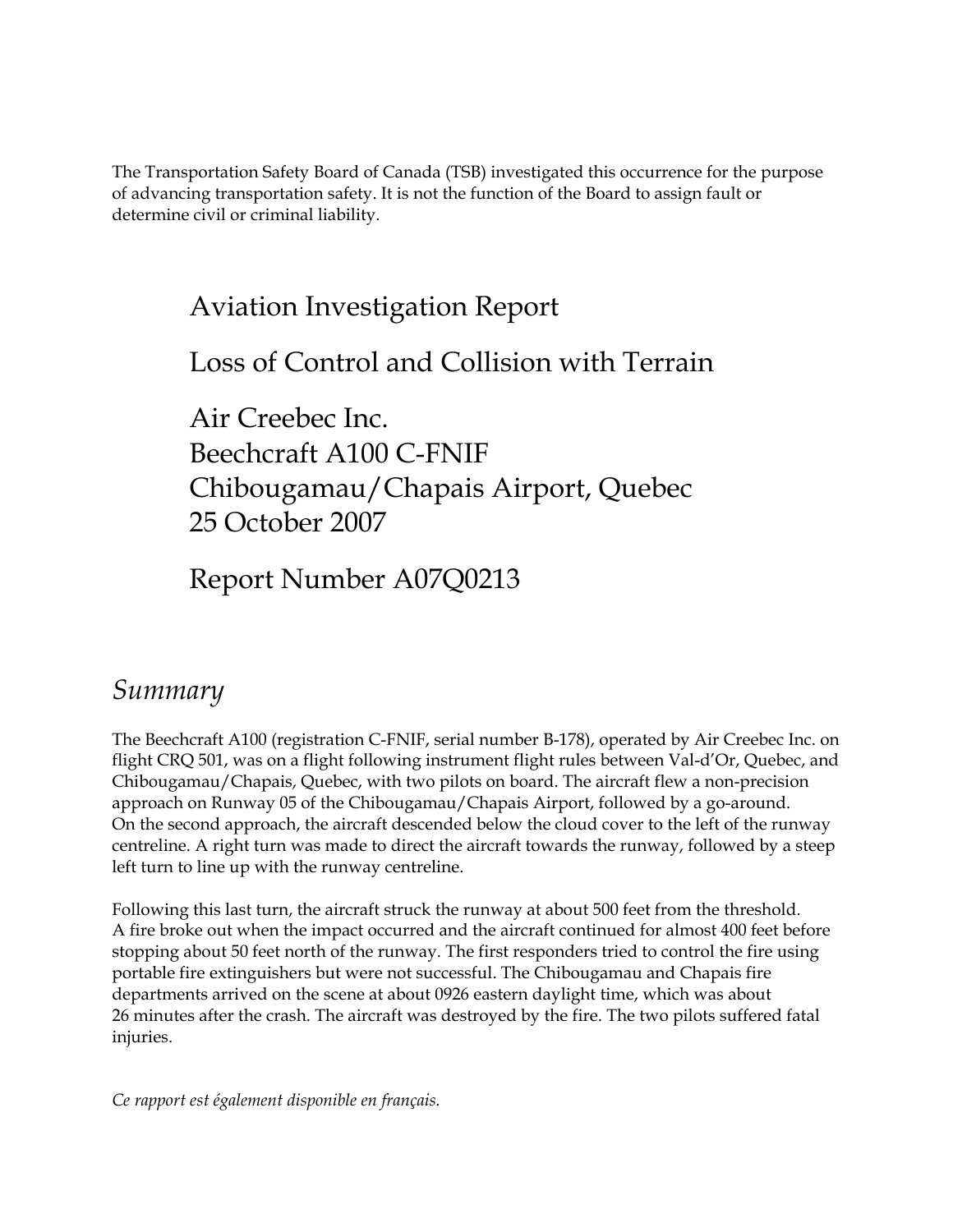The Transportation Safety Board of Canada (TSB) investigated this occurrence for the purpose of advancing transportation safety. It is not the function of the Board to assign fault or determine civil or criminal liability.

# Aviation Investigation Report

# Loss of Control and Collision with Terrain

# Air Creebec Inc.
# Beechcraft A100 C-FNIF
# Chibougamau/Chapais Airport, Quebec
# 25 October 2007

# Report Number A07Q0213

## *Summary*

The Beechcraft A100 (registration C-FNIF, serial number B-178), operated by Air Creebec Inc. on flight CRQ 501, was on a flight following instrument flight rules between Val-d'Or, Quebec, and Chibougamau/Chapais, Quebec, with two pilots on board. The aircraft flew a non-precision approach on Runway 05 of the Chibougamau/Chapais Airport, followed by a go-around. On the second approach, the aircraft descended below the cloud cover to the left of the runway centreline. A right turn was made to direct the aircraft towards the runway, followed by a steep left turn to line up with the runway centreline.

Following this last turn, the aircraft struck the runway at about 500 feet from the threshold. A fire broke out when the impact occurred and the aircraft continued for almost 400 feet before stopping about 50 feet north of the runway. The first responders tried to control the fire using portable fire extinguishers but were not successful. The Chibougamau and Chapais fire departments arrived on the scene at about 0926 eastern daylight time, which was about 26 minutes after the crash. The aircraft was destroyed by the fire. The two pilots suffered fatal injuries.

*Ce rapport est également disponible en français.*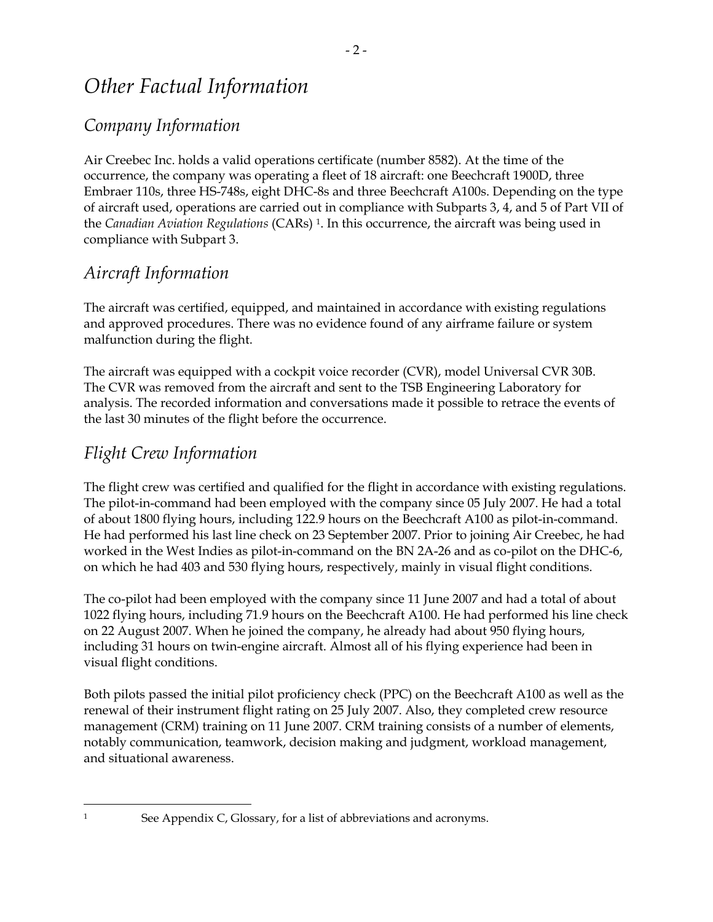# *Other Factual Information*

## *Company Information*

Air Creebec Inc. holds a valid operations certificate (number 8582). At the time of the occurrence, the company was operating a fleet of 18 aircraft: one Beechcraft 1900D, three Embraer 110s, three HS-748s, eight DHC-8s and three Beechcraft A100s. Depending on the type of aircraft used, operations are carried out in compliance with Subparts 3, 4, and 5 of Part VII of the *Canadian Aviation Regulations* (CARs) [1]. In this occurrence, the aircraft was being used in compliance with Subpart 3.

## *Aircraft Information*

The aircraft was certified, equipped, and maintained in accordance with existing regulations and approved procedures. There was no evidence found of any airframe failure or system malfunction during the flight.

The aircraft was equipped with a cockpit voice recorder (CVR), model Universal CVR 30B. The CVR was removed from the aircraft and sent to the TSB Engineering Laboratory for analysis. The recorded information and conversations made it possible to retrace the events of the last 30 minutes of the flight before the occurrence.

## *Flight Crew Information*

The flight crew was certified and qualified for the flight in accordance with existing regulations. The pilot-in-command had been employed with the company since 05 July 2007. He had a total of about 1800 flying hours, including 122.9 hours on the Beechcraft A100 as pilot-in-command. He had performed his last line check on 23 September 2007. Prior to joining Air Creebec, he had worked in the West Indies as pilot-in-command on the BN 2A-26 and as co-pilot on the DHC-6, on which he had 403 and 530 flying hours, respectively, mainly in visual flight conditions.

The co-pilot had been employed with the company since 11 June 2007 and had a total of about 1022 flying hours, including 71.9 hours on the Beechcraft A100. He had performed his line check on 22 August 2007. When he joined the company, he already had about 950 flying hours, including 31 hours on twin-engine aircraft. Almost all of his flying experience had been in visual flight conditions.

Both pilots passed the initial pilot proficiency check (PPC) on the Beechcraft A100 as well as the renewal of their instrument flight rating on 25 July 2007. Also, they completed crew resource management (CRM) training on 11 June 2007. CRM training consists of a number of elements, notably communication, teamwork, decision making and judgment, workload management, and situational awareness.

---

[1] See Appendix C, Glossary, for a list of abbreviations and acronyms.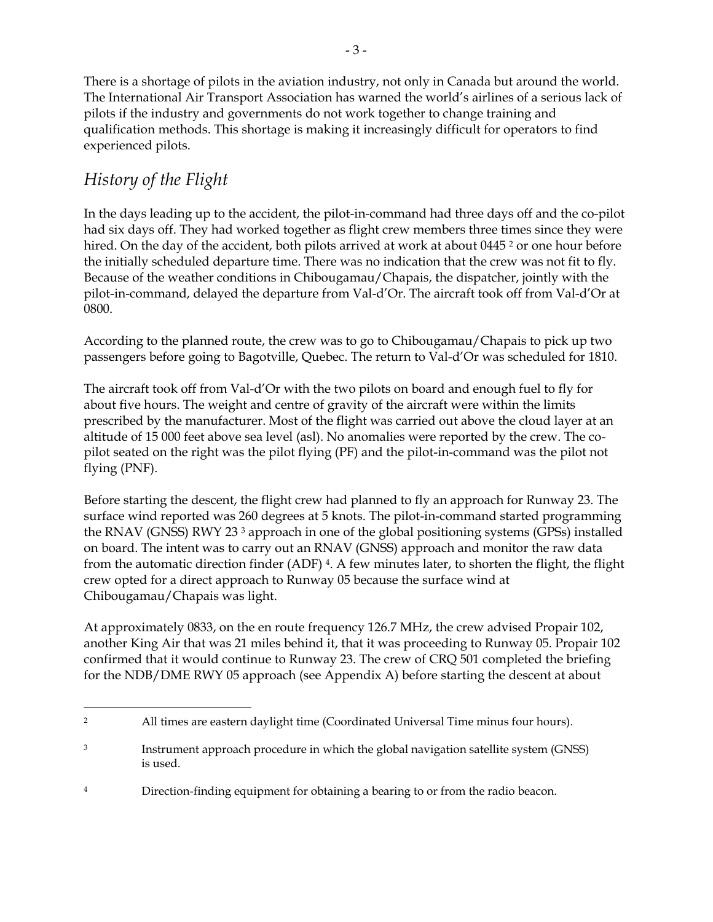There is a shortage of pilots in the aviation industry, not only in Canada but around the world. The International Air Transport Association has warned the world's airlines of a serious lack of pilots if the industry and governments do not work together to change training and qualification methods. This shortage is making it increasingly difficult for operators to find experienced pilots.

## *History of the Flight*

In the days leading up to the accident, the pilot-in-command had three days off and the co-pilot had six days off. They had worked together as flight crew members three times since they were hired. On the day of the accident, both pilots arrived at work at about 0445 [2] or one hour before the initially scheduled departure time. There was no indication that the crew was not fit to fly. Because of the weather conditions in Chibougamau/Chapais, the dispatcher, jointly with the pilot-in-command, delayed the departure from Val-d'Or. The aircraft took off from Val-d'Or at 0800.

According to the planned route, the crew was to go to Chibougamau/Chapais to pick up two passengers before going to Bagotville, Quebec. The return to Val-d'Or was scheduled for 1810.

The aircraft took off from Val-d'Or with the two pilots on board and enough fuel to fly for about five hours. The weight and centre of gravity of the aircraft were within the limits prescribed by the manufacturer. Most of the flight was carried out above the cloud layer at an altitude of 15 000 feet above sea level (asl). No anomalies were reported by the crew. The co-pilot seated on the right was the pilot flying (PF) and the pilot-in-command was the pilot not flying (PNF).

Before starting the descent, the flight crew had planned to fly an approach for Runway 23. The surface wind reported was 260 degrees at 5 knots. The pilot-in-command started programming the RNAV (GNSS) RWY 23 [3] approach in one of the global positioning systems (GPSs) installed on board. The intent was to carry out an RNAV (GNSS) approach and monitor the raw data from the automatic direction finder (ADF) [4]. A few minutes later, to shorten the flight, the flight crew opted for a direct approach to Runway 05 because the surface wind at Chibougamau/Chapais was light.

At approximately 0833, on the en route frequency 126.7 MHz, the crew advised Propair 102, another King Air that was 21 miles behind it, that it was proceeding to Runway 05. Propair 102 confirmed that it would continue to Runway 23. The crew of CRQ 501 completed the briefing for the NDB/DME RWY 05 approach (see Appendix A) before starting the descent at about

---

[2] All times are eastern daylight time (Coordinated Universal Time minus four hours).

[3] Instrument approach procedure in which the global navigation satellite system (GNSS) is used.

[4] Direction-finding equipment for obtaining a bearing to or from the radio beacon.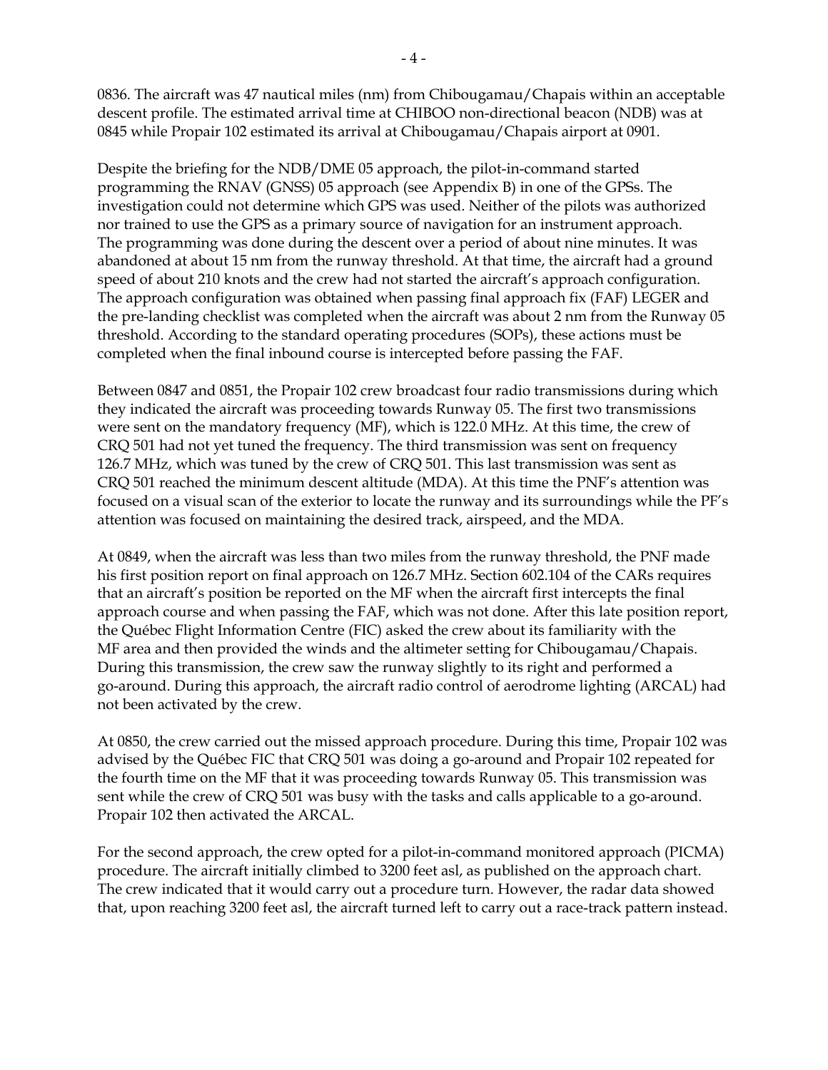0836. The aircraft was 47 nautical miles (nm) from Chibougamau/Chapais within an acceptable descent profile. The estimated arrival time at CHIBOO non-directional beacon (NDB) was at 0845 while Propair 102 estimated its arrival at Chibougamau/Chapais airport at 0901.

Despite the briefing for the NDB/DME 05 approach, the pilot-in-command started programming the RNAV (GNSS) 05 approach (see Appendix B) in one of the GPSs. The investigation could not determine which GPS was used. Neither of the pilots was authorized nor trained to use the GPS as a primary source of navigation for an instrument approach. The programming was done during the descent over a period of about nine minutes. It was abandoned at about 15 nm from the runway threshold. At that time, the aircraft had a ground speed of about 210 knots and the crew had not started the aircraft's approach configuration. The approach configuration was obtained when passing final approach fix (FAF) LEGER and the pre-landing checklist was completed when the aircraft was about 2 nm from the Runway 05 threshold. According to the standard operating procedures (SOPs), these actions must be completed when the final inbound course is intercepted before passing the FAF.

Between 0847 and 0851, the Propair 102 crew broadcast four radio transmissions during which they indicated the aircraft was proceeding towards Runway 05. The first two transmissions were sent on the mandatory frequency (MF), which is 122.0 MHz. At this time, the crew of CRQ 501 had not yet tuned the frequency. The third transmission was sent on frequency 126.7 MHz, which was tuned by the crew of CRQ 501. This last transmission was sent as CRQ 501 reached the minimum descent altitude (MDA). At this time the PNF's attention was focused on a visual scan of the exterior to locate the runway and its surroundings while the PF's attention was focused on maintaining the desired track, airspeed, and the MDA.

At 0849, when the aircraft was less than two miles from the runway threshold, the PNF made his first position report on final approach on 126.7 MHz. Section 602.104 of the CARs requires that an aircraft's position be reported on the MF when the aircraft first intercepts the final approach course and when passing the FAF, which was not done. After this late position report, the Québec Flight Information Centre (FIC) asked the crew about its familiarity with the MF area and then provided the winds and the altimeter setting for Chibougamau/Chapais. During this transmission, the crew saw the runway slightly to its right and performed a go-around. During this approach, the aircraft radio control of aerodrome lighting (ARCAL) had not been activated by the crew.

At 0850, the crew carried out the missed approach procedure. During this time, Propair 102 was advised by the Québec FIC that CRQ 501 was doing a go-around and Propair 102 repeated for the fourth time on the MF that it was proceeding towards Runway 05. This transmission was sent while the crew of CRQ 501 was busy with the tasks and calls applicable to a go-around. Propair 102 then activated the ARCAL.

For the second approach, the crew opted for a pilot-in-command monitored approach (PICMA) procedure. The aircraft initially climbed to 3200 feet asl, as published on the approach chart. The crew indicated that it would carry out a procedure turn. However, the radar data showed that, upon reaching 3200 feet asl, the aircraft turned left to carry out a race-track pattern instead.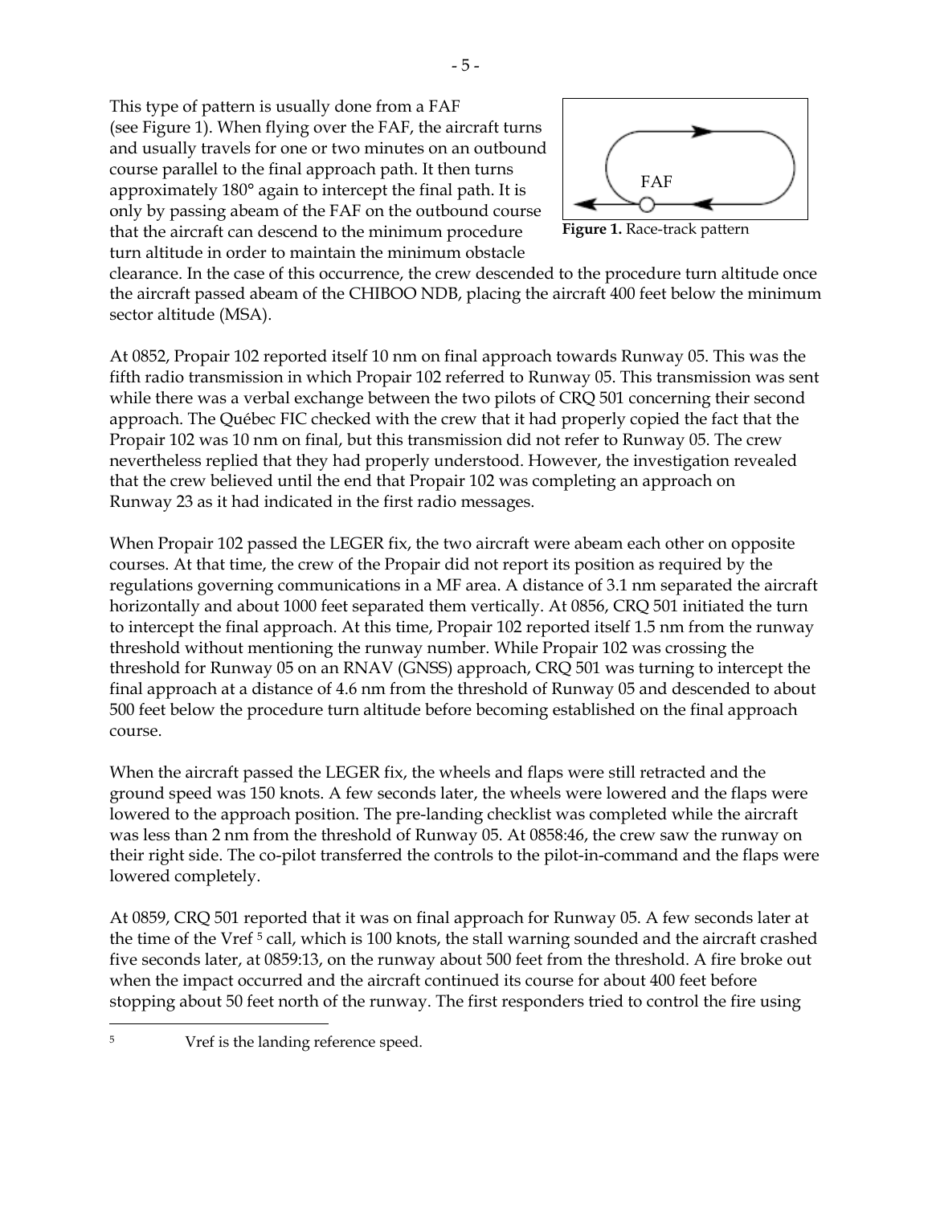This type of pattern is usually done from a FAF (see Figure 1). When flying over the FAF, the aircraft turns and usually travels for one or two minutes on an outbound course parallel to the final approach path. It then turns approximately 180° again to intercept the final path. It is only by passing abeam of the FAF on the outbound course that the aircraft can descend to the minimum procedure turn altitude in order to maintain the minimum obstacle clearance. In the case of this occurrence, the crew descended to the procedure turn altitude once the aircraft passed abeam of the CHIBOO NDB, placing the aircraft 400 feet below the minimum sector altitude (MSA).

**Figure 1.** Race-track pattern

At 0852, Propair 102 reported itself 10 nm on final approach towards Runway 05. This was the fifth radio transmission in which Propair 102 referred to Runway 05. This transmission was sent while there was a verbal exchange between the two pilots of CRQ 501 concerning their second approach. The Québec FIC checked with the crew that it had properly copied the fact that the Propair 102 was 10 nm on final, but this transmission did not refer to Runway 05. The crew nevertheless replied that they had properly understood. However, the investigation revealed that the crew believed until the end that Propair 102 was completing an approach on Runway 23 as it had indicated in the first radio messages.

When Propair 102 passed the LEGER fix, the two aircraft were abeam each other on opposite courses. At that time, the crew of the Propair did not report its position as required by the regulations governing communications in a MF area. A distance of 3.1 nm separated the aircraft horizontally and about 1000 feet separated them vertically. At 0856, CRQ 501 initiated the turn to intercept the final approach. At this time, Propair 102 reported itself 1.5 nm from the runway threshold without mentioning the runway number. While Propair 102 was crossing the threshold for Runway 05 on an RNAV (GNSS) approach, CRQ 501 was turning to intercept the final approach at a distance of 4.6 nm from the threshold of Runway 05 and descended to about 500 feet below the procedure turn altitude before becoming established on the final approach course.

When the aircraft passed the LEGER fix, the wheels and flaps were still retracted and the ground speed was 150 knots. A few seconds later, the wheels were lowered and the flaps were lowered to the approach position. The pre-landing checklist was completed while the aircraft was less than 2 nm from the threshold of Runway 05. At 0858:46, the crew saw the runway on their right side. The co-pilot transferred the controls to the pilot-in-command and the flaps were lowered completely.

At 0859, CRQ 501 reported that it was on final approach for Runway 05. A few seconds later at the time of the Vref [5] call, which is 100 knots, the stall warning sounded and the aircraft crashed five seconds later, at 0859:13, on the runway about 500 feet from the threshold. A fire broke out when the impact occurred and the aircraft continued its course for about 400 feet before stopping about 50 feet north of the runway. The first responders tried to control the fire using

---

[5] Vref is the landing reference speed.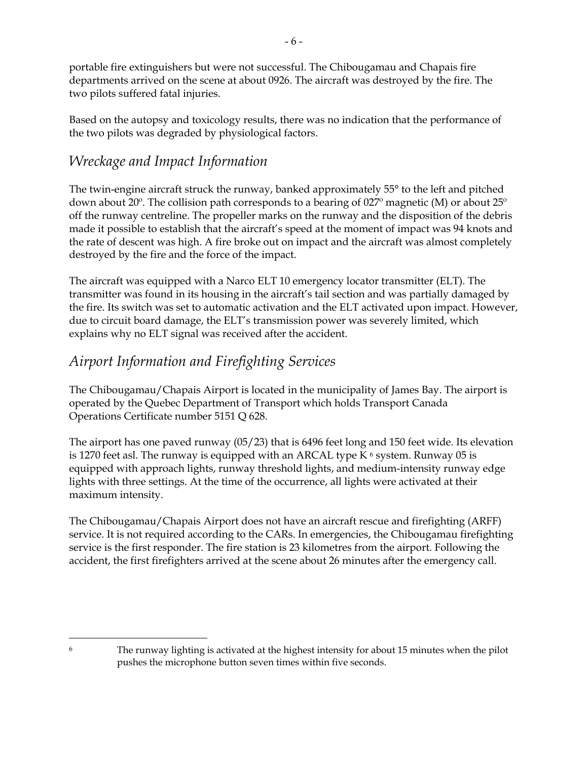portable fire extinguishers but were not successful. The Chibougamau and Chapais fire departments arrived on the scene at about 0926. The aircraft was destroyed by the fire. The two pilots suffered fatal injuries.

Based on the autopsy and toxicology results, there was no indication that the performance of the two pilots was degraded by physiological factors.

## *Wreckage and Impact Information*

The twin-engine aircraft struck the runway, banked approximately 55° to the left and pitched down about 20°. The collision path corresponds to a bearing of 027° magnetic (M) or about 25° off the runway centreline. The propeller marks on the runway and the disposition of the debris made it possible to establish that the aircraft's speed at the moment of impact was 94 knots and the rate of descent was high. A fire broke out on impact and the aircraft was almost completely destroyed by the fire and the force of the impact.

The aircraft was equipped with a Narco ELT 10 emergency locator transmitter (ELT). The transmitter was found in its housing in the aircraft's tail section and was partially damaged by the fire. Its switch was set to automatic activation and the ELT activated upon impact. However, due to circuit board damage, the ELT's transmission power was severely limited, which explains why no ELT signal was received after the accident.

## *Airport Information and Firefighting Services*

The Chibougamau/Chapais Airport is located in the municipality of James Bay. The airport is operated by the Quebec Department of Transport which holds Transport Canada Operations Certificate number 5151 Q 628.

The airport has one paved runway (05/23) that is 6496 feet long and 150 feet wide. Its elevation is 1270 feet asl. The runway is equipped with an ARCAL type K [6] system. Runway 05 is equipped with approach lights, runway threshold lights, and medium-intensity runway edge lights with three settings. At the time of the occurrence, all lights were activated at their maximum intensity.

The Chibougamau/Chapais Airport does not have an aircraft rescue and firefighting (ARFF) service. It is not required according to the CARs. In emergencies, the Chibougamau firefighting service is the first responder. The fire station is 23 kilometres from the airport. Following the accident, the first firefighters arrived at the scene about 26 minutes after the emergency call.

---

[6] The runway lighting is activated at the highest intensity for about 15 minutes when the pilot pushes the microphone button seven times within five seconds.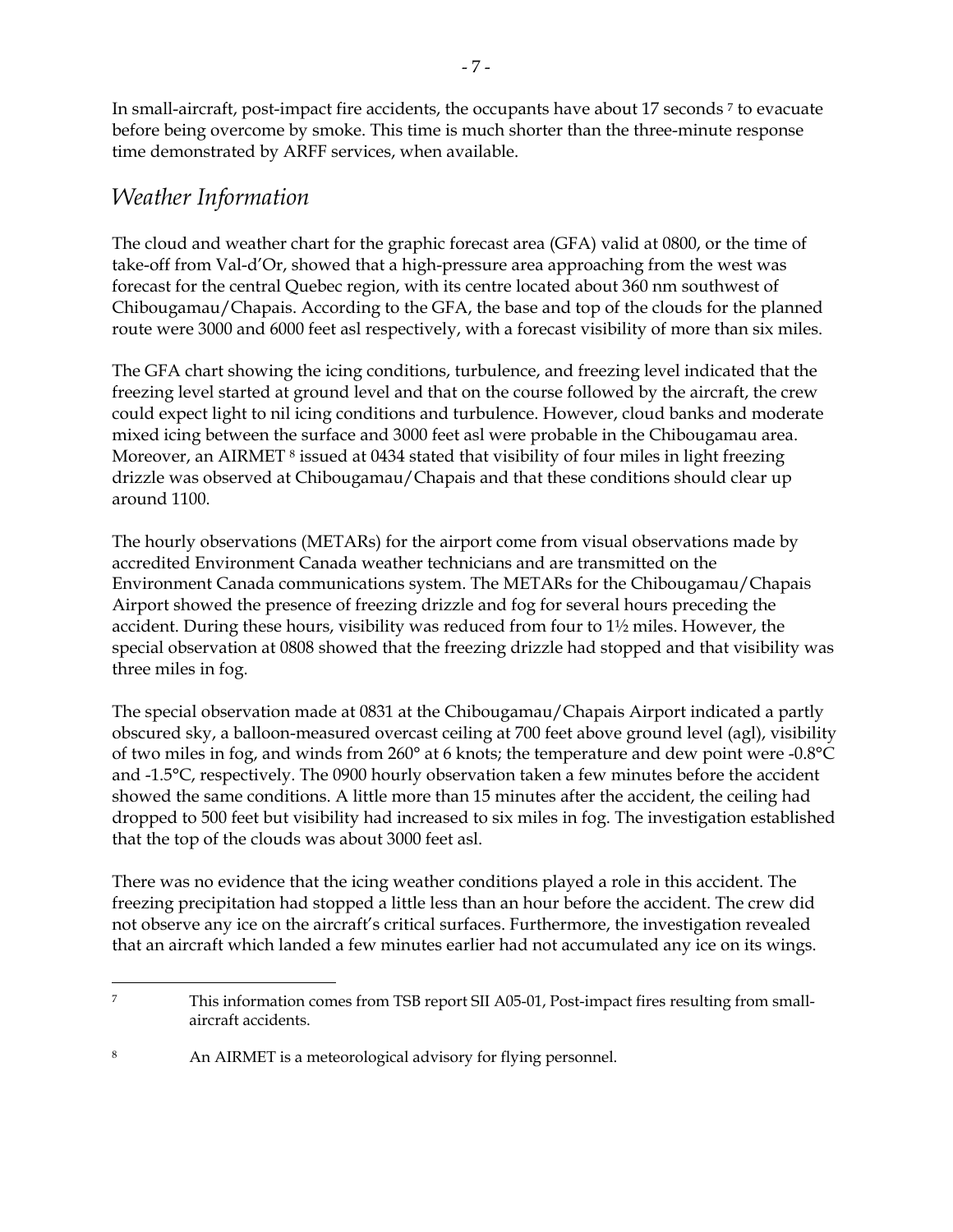In small-aircraft, post-impact fire accidents, the occupants have about 17 seconds [7] to evacuate before being overcome by smoke. This time is much shorter than the three-minute response time demonstrated by ARFF services, when available.

## *Weather Information*

The cloud and weather chart for the graphic forecast area (GFA) valid at 0800, or the time of take-off from Val-d'Or, showed that a high-pressure area approaching from the west was forecast for the central Quebec region, with its centre located about 360 nm southwest of Chibougamau/Chapais. According to the GFA, the base and top of the clouds for the planned route were 3000 and 6000 feet asl respectively, with a forecast visibility of more than six miles.

The GFA chart showing the icing conditions, turbulence, and freezing level indicated that the freezing level started at ground level and that on the course followed by the aircraft, the crew could expect light to nil icing conditions and turbulence. However, cloud banks and moderate mixed icing between the surface and 3000 feet asl were probable in the Chibougamau area. Moreover, an AIRMET [8] issued at 0434 stated that visibility of four miles in light freezing drizzle was observed at Chibougamau/Chapais and that these conditions should clear up around 1100.

The hourly observations (METARs) for the airport come from visual observations made by accredited Environment Canada weather technicians and are transmitted on the Environment Canada communications system. The METARs for the Chibougamau/Chapais Airport showed the presence of freezing drizzle and fog for several hours preceding the accident. During these hours, visibility was reduced from four to 1½ miles. However, the special observation at 0808 showed that the freezing drizzle had stopped and that visibility was three miles in fog.

The special observation made at 0831 at the Chibougamau/Chapais Airport indicated a partly obscured sky, a balloon-measured overcast ceiling at 700 feet above ground level (agl), visibility of two miles in fog, and winds from 260° at 6 knots; the temperature and dew point were -0.8°C and -1.5°C, respectively. The 0900 hourly observation taken a few minutes before the accident showed the same conditions. A little more than 15 minutes after the accident, the ceiling had dropped to 500 feet but visibility had increased to six miles in fog. The investigation established that the top of the clouds was about 3000 feet asl.

There was no evidence that the icing weather conditions played a role in this accident. The freezing precipitation had stopped a little less than an hour before the accident. The crew did not observe any ice on the aircraft's critical surfaces. Furthermore, the investigation revealed that an aircraft which landed a few minutes earlier had not accumulated any ice on its wings.

---

[7] This information comes from TSB report SII A05-01, Post-impact fires resulting from small-aircraft accidents.

[8] An AIRMET is a meteorological advisory for flying personnel.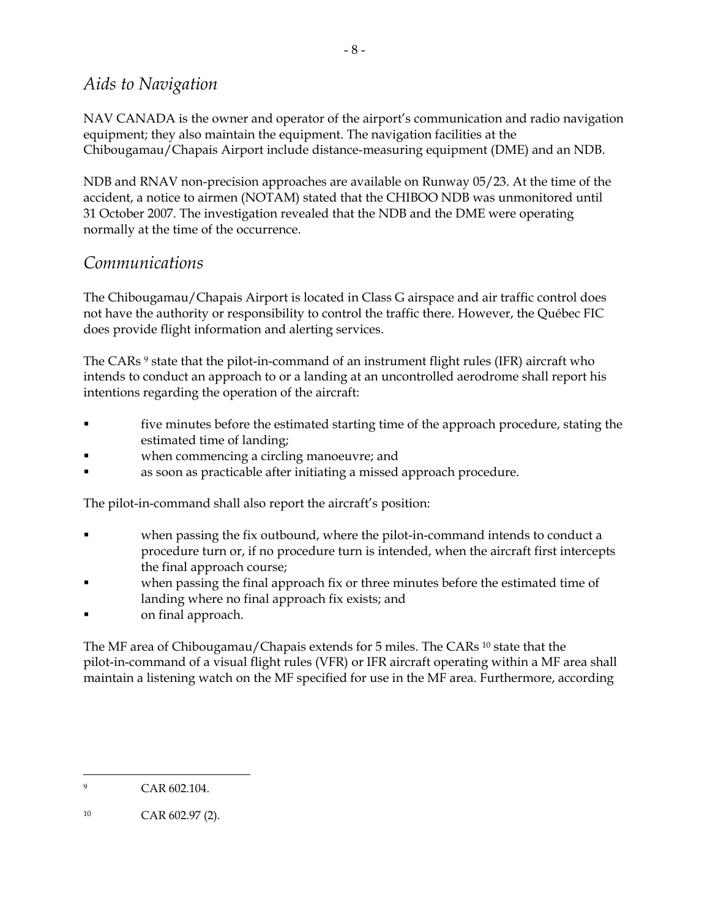## *Aids to Navigation*

NAV CANADA is the owner and operator of the airport's communication and radio navigation equipment; they also maintain the equipment. The navigation facilities at the Chibougamau/Chapais Airport include distance-measuring equipment (DME) and an NDB.

NDB and RNAV non-precision approaches are available on Runway 05/23. At the time of the accident, a notice to airmen (NOTAM) stated that the CHIBOO NDB was unmonitored until 31 October 2007. The investigation revealed that the NDB and the DME were operating normally at the time of the occurrence.

## *Communications*

The Chibougamau/Chapais Airport is located in Class G airspace and air traffic control does not have the authority or responsibility to control the traffic there. However, the Québec FIC does provide flight information and alerting services.

The CARs [9] state that the pilot-in-command of an instrument flight rules (IFR) aircraft who intends to conduct an approach to or a landing at an uncontrolled aerodrome shall report his intentions regarding the operation of the aircraft:

- five minutes before the estimated starting time of the approach procedure, stating the estimated time of landing;
- when commencing a circling manoeuvre; and
- as soon as practicable after initiating a missed approach procedure.

The pilot-in-command shall also report the aircraft's position:

- when passing the fix outbound, where the pilot-in-command intends to conduct a procedure turn or, if no procedure turn is intended, when the aircraft first intercepts the final approach course;
- when passing the final approach fix or three minutes before the estimated time of landing where no final approach fix exists; and
- on final approach.

The MF area of Chibougamau/Chapais extends for 5 miles. The CARs [10] state that the pilot-in-command of a visual flight rules (VFR) or IFR aircraft operating within a MF area shall maintain a listening watch on the MF specified for use in the MF area. Furthermore, according

---

[9] CAR 602.104.

[10] CAR 602.97 (2).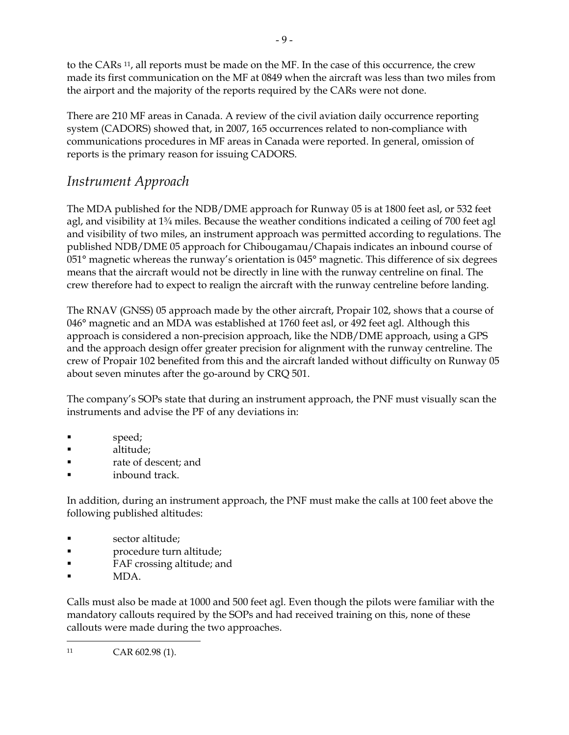to the CARs [11], all reports must be made on the MF. In the case of this occurrence, the crew made its first communication on the MF at 0849 when the aircraft was less than two miles from the airport and the majority of the reports required by the CARs were not done.

There are 210 MF areas in Canada. A review of the civil aviation daily occurrence reporting system (CADORS) showed that, in 2007, 165 occurrences related to non-compliance with communications procedures in MF areas in Canada were reported. In general, omission of reports is the primary reason for issuing CADORS.

## *Instrument Approach*

The MDA published for the NDB/DME approach for Runway 05 is at 1800 feet asl, or 532 feet agl, and visibility at 1¾ miles. Because the weather conditions indicated a ceiling of 700 feet agl and visibility of two miles, an instrument approach was permitted according to regulations. The published NDB/DME 05 approach for Chibougamau/Chapais indicates an inbound course of 051° magnetic whereas the runway's orientation is 045° magnetic. This difference of six degrees means that the aircraft would not be directly in line with the runway centreline on final. The crew therefore had to expect to realign the aircraft with the runway centreline before landing.

The RNAV (GNSS) 05 approach made by the other aircraft, Propair 102, shows that a course of 046° magnetic and an MDA was established at 1760 feet asl, or 492 feet agl. Although this approach is considered a non-precision approach, like the NDB/DME approach, using a GPS and the approach design offer greater precision for alignment with the runway centreline. The crew of Propair 102 benefited from this and the aircraft landed without difficulty on Runway 05 about seven minutes after the go-around by CRQ 501.

The company's SOPs state that during an instrument approach, the PNF must visually scan the instruments and advise the PF of any deviations in:

- speed;
- altitude;
- rate of descent; and
- inbound track.

In addition, during an instrument approach, the PNF must make the calls at 100 feet above the following published altitudes:

- sector altitude;
- procedure turn altitude;
- FAF crossing altitude; and
- MDA.

Calls must also be made at 1000 and 500 feet agl. Even though the pilots were familiar with the mandatory callouts required by the SOPs and had received training on this, none of these callouts were made during the two approaches.

---

[11] CAR 602.98 (1).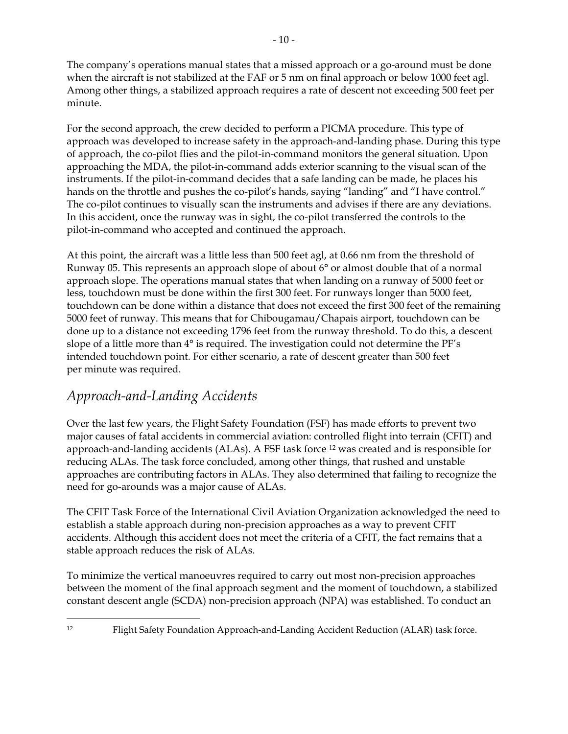The company's operations manual states that a missed approach or a go-around must be done when the aircraft is not stabilized at the FAF or 5 nm on final approach or below 1000 feet agl. Among other things, a stabilized approach requires a rate of descent not exceeding 500 feet per minute.

For the second approach, the crew decided to perform a PICMA procedure. This type of approach was developed to increase safety in the approach-and-landing phase. During this type of approach, the co-pilot flies and the pilot-in-command monitors the general situation. Upon approaching the MDA, the pilot-in-command adds exterior scanning to the visual scan of the instruments. If the pilot-in-command decides that a safe landing can be made, he places his hands on the throttle and pushes the co-pilot's hands, saying "landing" and "I have control." The co-pilot continues to visually scan the instruments and advises if there are any deviations. In this accident, once the runway was in sight, the co-pilot transferred the controls to the pilot-in-command who accepted and continued the approach.

At this point, the aircraft was a little less than 500 feet agl, at 0.66 nm from the threshold of Runway 05. This represents an approach slope of about 6° or almost double that of a normal approach slope. The operations manual states that when landing on a runway of 5000 feet or less, touchdown must be done within the first 300 feet. For runways longer than 5000 feet, touchdown can be done within a distance that does not exceed the first 300 feet of the remaining 5000 feet of runway. This means that for Chibougamau/Chapais airport, touchdown can be done up to a distance not exceeding 1796 feet from the runway threshold. To do this, a descent slope of a little more than 4° is required. The investigation could not determine the PF's intended touchdown point. For either scenario, a rate of descent greater than 500 feet per minute was required.

## *Approach-and-Landing Accidents*

Over the last few years, the Flight Safety Foundation (FSF) has made efforts to prevent two major causes of fatal accidents in commercial aviation: controlled flight into terrain (CFIT) and approach-and-landing accidents (ALAs). A FSF task force [12] was created and is responsible for reducing ALAs. The task force concluded, among other things, that rushed and unstable approaches are contributing factors in ALAs. They also determined that failing to recognize the need for go-arounds was a major cause of ALAs.

The CFIT Task Force of the International Civil Aviation Organization acknowledged the need to establish a stable approach during non-precision approaches as a way to prevent CFIT accidents. Although this accident does not meet the criteria of a CFIT, the fact remains that a stable approach reduces the risk of ALAs.

To minimize the vertical manoeuvres required to carry out most non-precision approaches between the moment of the final approach segment and the moment of touchdown, a stabilized constant descent angle (SCDA) non-precision approach (NPA) was established. To conduct an

---

[12] Flight Safety Foundation Approach-and-Landing Accident Reduction (ALAR) task force.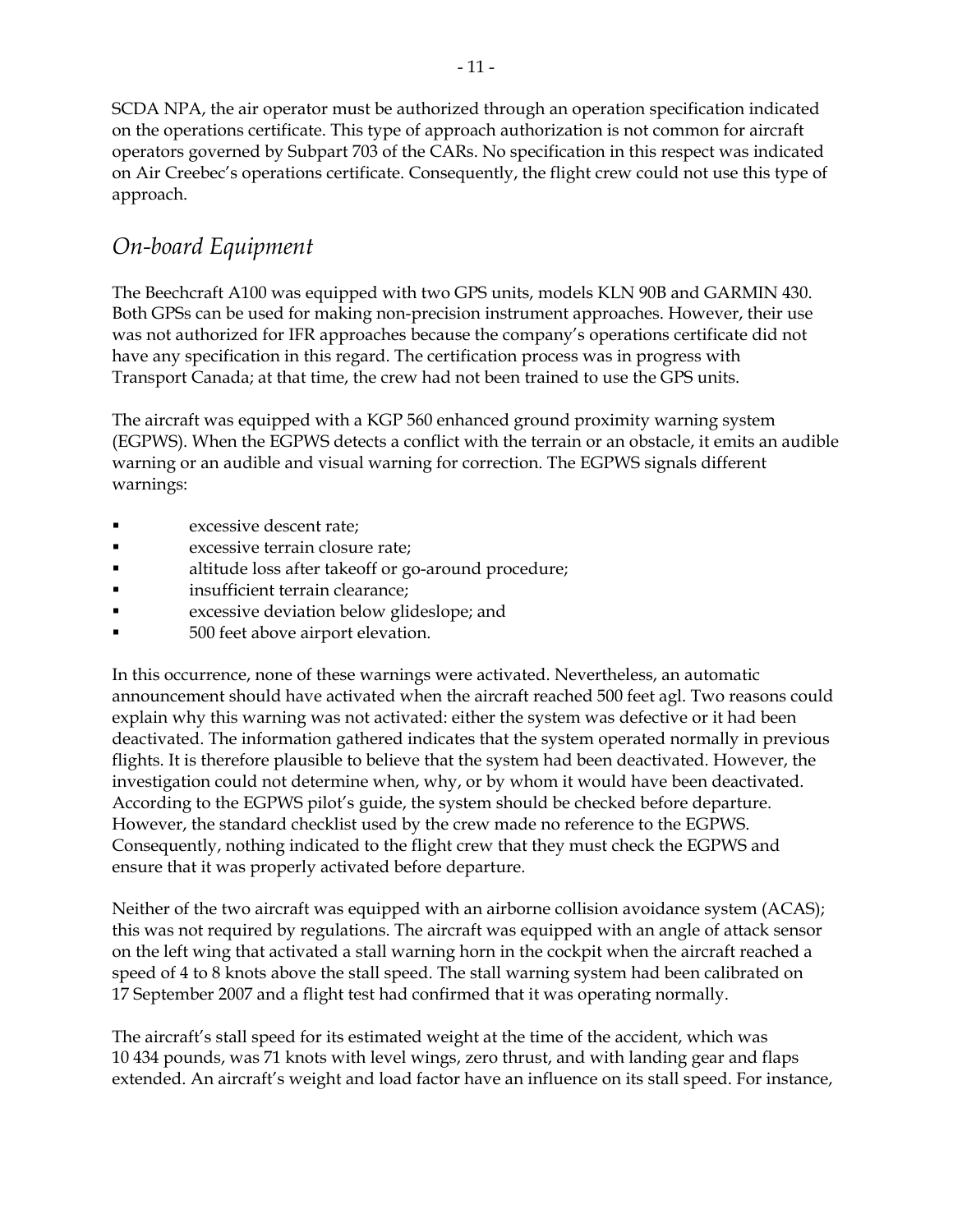SCDA NPA, the air operator must be authorized through an operation specification indicated on the operations certificate. This type of approach authorization is not common for aircraft operators governed by Subpart 703 of the CARs. No specification in this respect was indicated on Air Creebec's operations certificate. Consequently, the flight crew could not use this type of approach.

## *On-board Equipment*

The Beechcraft A100 was equipped with two GPS units, models KLN 90B and GARMIN 430. Both GPSs can be used for making non-precision instrument approaches. However, their use was not authorized for IFR approaches because the company's operations certificate did not have any specification in this regard. The certification process was in progress with Transport Canada; at that time, the crew had not been trained to use the GPS units.

The aircraft was equipped with a KGP 560 enhanced ground proximity warning system (EGPWS). When the EGPWS detects a conflict with the terrain or an obstacle, it emits an audible warning or an audible and visual warning for correction. The EGPWS signals different warnings:

- excessive descent rate;
- excessive terrain closure rate;
- altitude loss after takeoff or go-around procedure;
- insufficient terrain clearance;
- excessive deviation below glideslope; and
- 500 feet above airport elevation.

In this occurrence, none of these warnings were activated. Nevertheless, an automatic announcement should have activated when the aircraft reached 500 feet agl. Two reasons could explain why this warning was not activated: either the system was defective or it had been deactivated. The information gathered indicates that the system operated normally in previous flights. It is therefore plausible to believe that the system had been deactivated. However, the investigation could not determine when, why, or by whom it would have been deactivated. According to the EGPWS pilot's guide, the system should be checked before departure. However, the standard checklist used by the crew made no reference to the EGPWS. Consequently, nothing indicated to the flight crew that they must check the EGPWS and ensure that it was properly activated before departure.

Neither of the two aircraft was equipped with an airborne collision avoidance system (ACAS); this was not required by regulations. The aircraft was equipped with an angle of attack sensor on the left wing that activated a stall warning horn in the cockpit when the aircraft reached a speed of 4 to 8 knots above the stall speed. The stall warning system had been calibrated on 17 September 2007 and a flight test had confirmed that it was operating normally.

The aircraft's stall speed for its estimated weight at the time of the accident, which was 10 434 pounds, was 71 knots with level wings, zero thrust, and with landing gear and flaps extended. An aircraft's weight and load factor have an influence on its stall speed. For instance,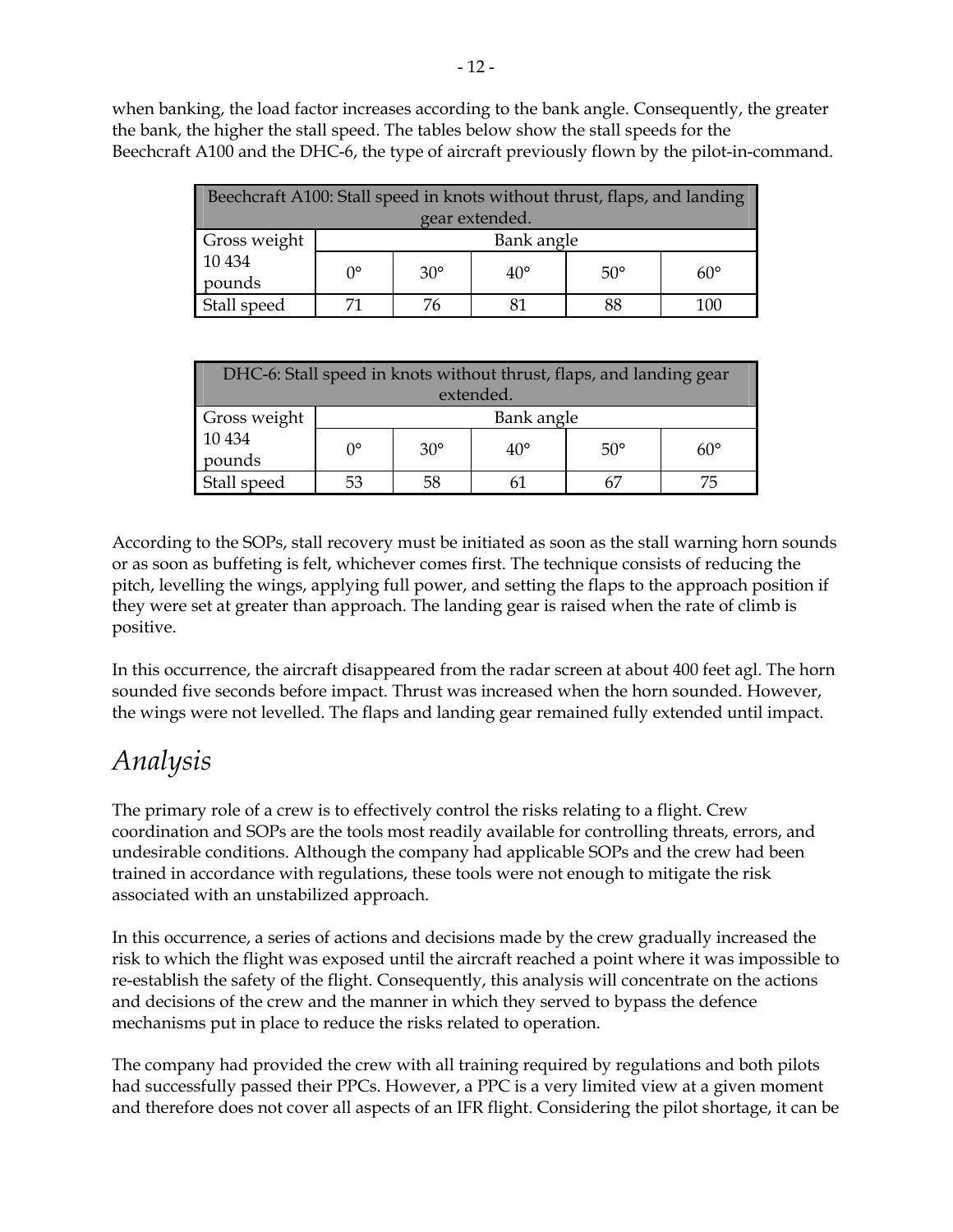when banking, the load factor increases according to the bank angle. Consequently, the greater the bank, the higher the stall speed. The tables below show the stall speeds for the Beechcraft A100 and the DHC-6, the type of aircraft previously flown by the pilot-in-command.

| Beechcraft A100: Stall speed in knots without thrust, flaps, and landing gear extended. | | | | | |
|---|---|---|---|---|---|
| Gross weight | Bank angle | | | | |
| 10 434 pounds | 0° | 30° | 40° | 50° | 60° |
| Stall speed | 71 | 76 | 81 | 88 | 100 |

| DHC-6: Stall speed in knots without thrust, flaps, and landing gear extended. | | | | | |
|---|---|---|---|---|---|
| Gross weight | Bank angle | | | | |
| 10 434 pounds | 0° | 30° | 40° | 50° | 60° |
| Stall speed | 53 | 58 | 61 | 67 | 75 |

According to the SOPs, stall recovery must be initiated as soon as the stall warning horn sounds or as soon as buffeting is felt, whichever comes first. The technique consists of reducing the pitch, levelling the wings, applying full power, and setting the flaps to the approach position if they were set at greater than approach. The landing gear is raised when the rate of climb is positive.

In this occurrence, the aircraft disappeared from the radar screen at about 400 feet agl. The horn sounded five seconds before impact. Thrust was increased when the horn sounded. However, the wings were not levelled. The flaps and landing gear remained fully extended until impact.

# *Analysis*

The primary role of a crew is to effectively control the risks relating to a flight. Crew coordination and SOPs are the tools most readily available for controlling threats, errors, and undesirable conditions. Although the company had applicable SOPs and the crew had been trained in accordance with regulations, these tools were not enough to mitigate the risk associated with an unstabilized approach.

In this occurrence, a series of actions and decisions made by the crew gradually increased the risk to which the flight was exposed until the aircraft reached a point where it was impossible to re-establish the safety of the flight. Consequently, this analysis will concentrate on the actions and decisions of the crew and the manner in which they served to bypass the defence mechanisms put in place to reduce the risks related to operation.

The company had provided the crew with all training required by regulations and both pilots had successfully passed their PPCs. However, a PPC is a very limited view at a given moment and therefore does not cover all aspects of an IFR flight. Considering the pilot shortage, it can be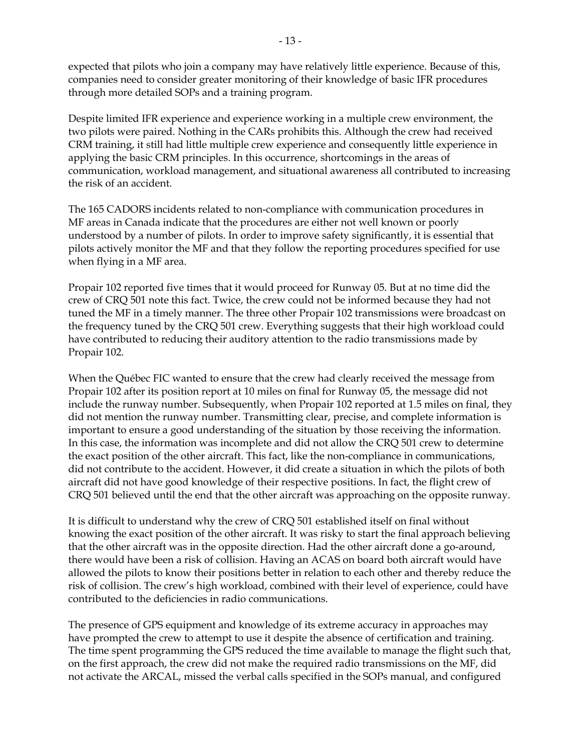expected that pilots who join a company may have relatively little experience. Because of this, companies need to consider greater monitoring of their knowledge of basic IFR procedures through more detailed SOPs and a training program.

Despite limited IFR experience and experience working in a multiple crew environment, the two pilots were paired. Nothing in the CARs prohibits this. Although the crew had received CRM training, it still had little multiple crew experience and consequently little experience in applying the basic CRM principles. In this occurrence, shortcomings in the areas of communication, workload management, and situational awareness all contributed to increasing the risk of an accident.

The 165 CADORS incidents related to non-compliance with communication procedures in MF areas in Canada indicate that the procedures are either not well known or poorly understood by a number of pilots. In order to improve safety significantly, it is essential that pilots actively monitor the MF and that they follow the reporting procedures specified for use when flying in a MF area.

Propair 102 reported five times that it would proceed for Runway 05. But at no time did the crew of CRQ 501 note this fact. Twice, the crew could not be informed because they had not tuned the MF in a timely manner. The three other Propair 102 transmissions were broadcast on the frequency tuned by the CRQ 501 crew. Everything suggests that their high workload could have contributed to reducing their auditory attention to the radio transmissions made by Propair 102.

When the Québec FIC wanted to ensure that the crew had clearly received the message from Propair 102 after its position report at 10 miles on final for Runway 05, the message did not include the runway number. Subsequently, when Propair 102 reported at 1.5 miles on final, they did not mention the runway number. Transmitting clear, precise, and complete information is important to ensure a good understanding of the situation by those receiving the information. In this case, the information was incomplete and did not allow the CRQ 501 crew to determine the exact position of the other aircraft. This fact, like the non-compliance in communications, did not contribute to the accident. However, it did create a situation in which the pilots of both aircraft did not have good knowledge of their respective positions. In fact, the flight crew of CRQ 501 believed until the end that the other aircraft was approaching on the opposite runway.

It is difficult to understand why the crew of CRQ 501 established itself on final without knowing the exact position of the other aircraft. It was risky to start the final approach believing that the other aircraft was in the opposite direction. Had the other aircraft done a go-around, there would have been a risk of collision. Having an ACAS on board both aircraft would have allowed the pilots to know their positions better in relation to each other and thereby reduce the risk of collision. The crew's high workload, combined with their level of experience, could have contributed to the deficiencies in radio communications.

The presence of GPS equipment and knowledge of its extreme accuracy in approaches may have prompted the crew to attempt to use it despite the absence of certification and training. The time spent programming the GPS reduced the time available to manage the flight such that, on the first approach, the crew did not make the required radio transmissions on the MF, did not activate the ARCAL, missed the verbal calls specified in the SOPs manual, and configured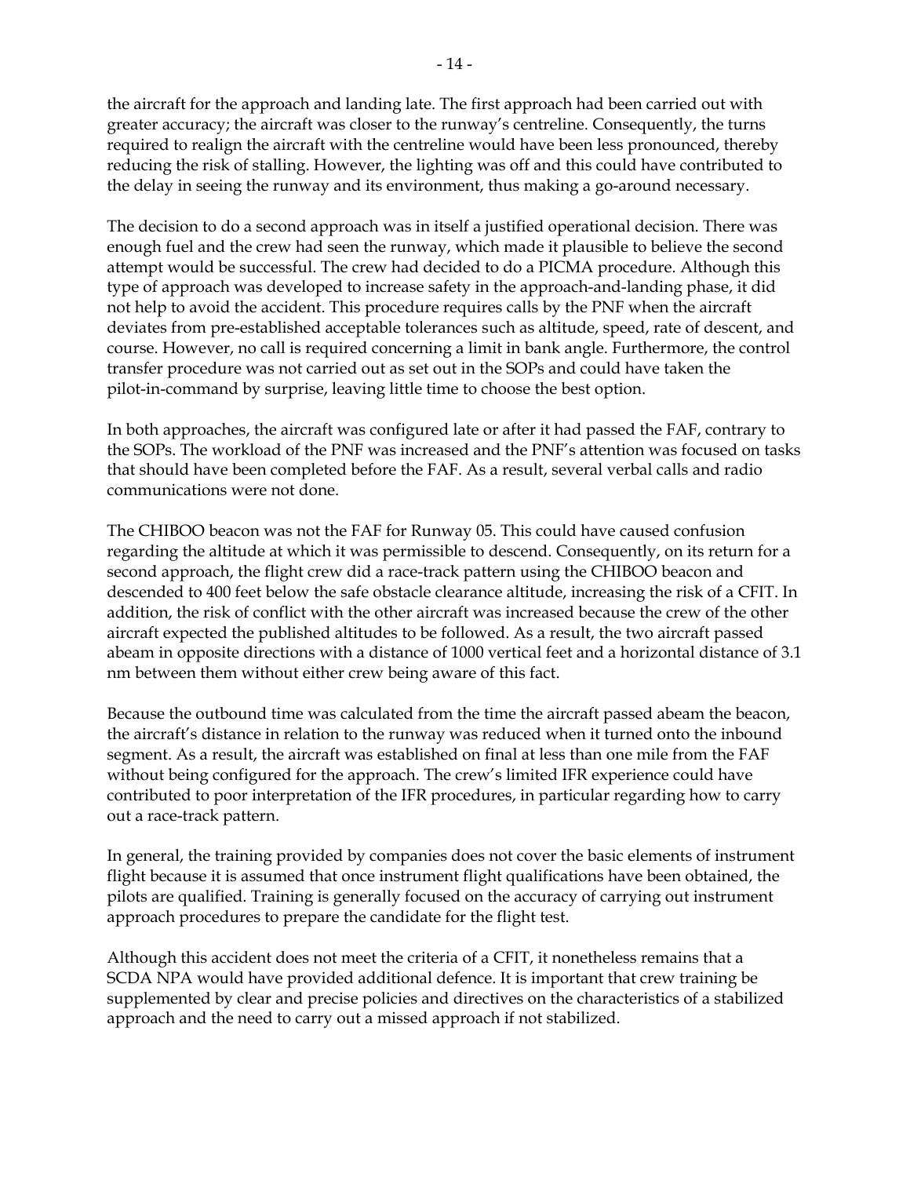the aircraft for the approach and landing late. The first approach had been carried out with greater accuracy; the aircraft was closer to the runway's centreline. Consequently, the turns required to realign the aircraft with the centreline would have been less pronounced, thereby reducing the risk of stalling. However, the lighting was off and this could have contributed to the delay in seeing the runway and its environment, thus making a go-around necessary.

The decision to do a second approach was in itself a justified operational decision. There was enough fuel and the crew had seen the runway, which made it plausible to believe the second attempt would be successful. The crew had decided to do a PICMA procedure. Although this type of approach was developed to increase safety in the approach-and-landing phase, it did not help to avoid the accident. This procedure requires calls by the PNF when the aircraft deviates from pre-established acceptable tolerances such as altitude, speed, rate of descent, and course. However, no call is required concerning a limit in bank angle. Furthermore, the control transfer procedure was not carried out as set out in the SOPs and could have taken the pilot-in-command by surprise, leaving little time to choose the best option.

In both approaches, the aircraft was configured late or after it had passed the FAF, contrary to the SOPs. The workload of the PNF was increased and the PNF's attention was focused on tasks that should have been completed before the FAF. As a result, several verbal calls and radio communications were not done.

The CHIBOO beacon was not the FAF for Runway 05. This could have caused confusion regarding the altitude at which it was permissible to descend. Consequently, on its return for a second approach, the flight crew did a race-track pattern using the CHIBOO beacon and descended to 400 feet below the safe obstacle clearance altitude, increasing the risk of a CFIT. In addition, the risk of conflict with the other aircraft was increased because the crew of the other aircraft expected the published altitudes to be followed. As a result, the two aircraft passed abeam in opposite directions with a distance of 1000 vertical feet and a horizontal distance of 3.1 nm between them without either crew being aware of this fact.

Because the outbound time was calculated from the time the aircraft passed abeam the beacon, the aircraft's distance in relation to the runway was reduced when it turned onto the inbound segment. As a result, the aircraft was established on final at less than one mile from the FAF without being configured for the approach. The crew's limited IFR experience could have contributed to poor interpretation of the IFR procedures, in particular regarding how to carry out a race-track pattern.

In general, the training provided by companies does not cover the basic elements of instrument flight because it is assumed that once instrument flight qualifications have been obtained, the pilots are qualified. Training is generally focused on the accuracy of carrying out instrument approach procedures to prepare the candidate for the flight test.

Although this accident does not meet the criteria of a CFIT, it nonetheless remains that a SCDA NPA would have provided additional defence. It is important that crew training be supplemented by clear and precise policies and directives on the characteristics of a stabilized approach and the need to carry out a missed approach if not stabilized.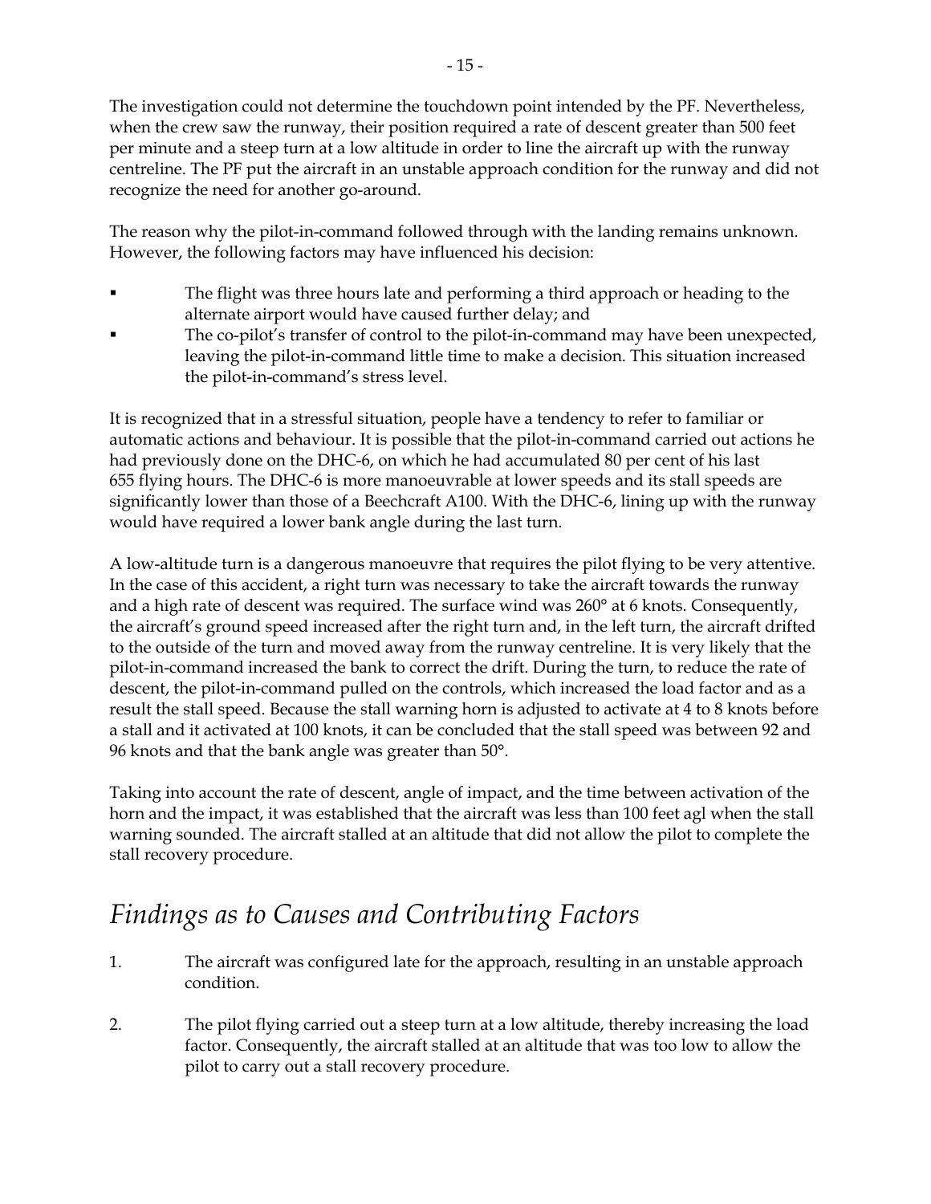The investigation could not determine the touchdown point intended by the PF. Nevertheless, when the crew saw the runway, their position required a rate of descent greater than 500 feet per minute and a steep turn at a low altitude in order to line the aircraft up with the runway centreline. The PF put the aircraft in an unstable approach condition for the runway and did not recognize the need for another go-around.

The reason why the pilot-in-command followed through with the landing remains unknown. However, the following factors may have influenced his decision:

- The flight was three hours late and performing a third approach or heading to the alternate airport would have caused further delay; and
- The co-pilot's transfer of control to the pilot-in-command may have been unexpected, leaving the pilot-in-command little time to make a decision. This situation increased the pilot-in-command's stress level.

It is recognized that in a stressful situation, people have a tendency to refer to familiar or automatic actions and behaviour. It is possible that the pilot-in-command carried out actions he had previously done on the DHC-6, on which he had accumulated 80 per cent of his last 655 flying hours. The DHC-6 is more manoeuvrable at lower speeds and its stall speeds are significantly lower than those of a Beechcraft A100. With the DHC-6, lining up with the runway would have required a lower bank angle during the last turn.

A low-altitude turn is a dangerous manoeuvre that requires the pilot flying to be very attentive. In the case of this accident, a right turn was necessary to take the aircraft towards the runway and a high rate of descent was required. The surface wind was 260° at 6 knots. Consequently, the aircraft's ground speed increased after the right turn and, in the left turn, the aircraft drifted to the outside of the turn and moved away from the runway centreline. It is very likely that the pilot-in-command increased the bank to correct the drift. During the turn, to reduce the rate of descent, the pilot-in-command pulled on the controls, which increased the load factor and as a result the stall speed. Because the stall warning horn is adjusted to activate at 4 to 8 knots before a stall and it activated at 100 knots, it can be concluded that the stall speed was between 92 and 96 knots and that the bank angle was greater than 50°.

Taking into account the rate of descent, angle of impact, and the time between activation of the horn and the impact, it was established that the aircraft was less than 100 feet agl when the stall warning sounded. The aircraft stalled at an altitude that did not allow the pilot to complete the stall recovery procedure.

## *Findings as to Causes and Contributing Factors*

1. The aircraft was configured late for the approach, resulting in an unstable approach condition.
2. The pilot flying carried out a steep turn at a low altitude, thereby increasing the load factor. Consequently, the aircraft stalled at an altitude that was too low to allow the pilot to carry out a stall recovery procedure.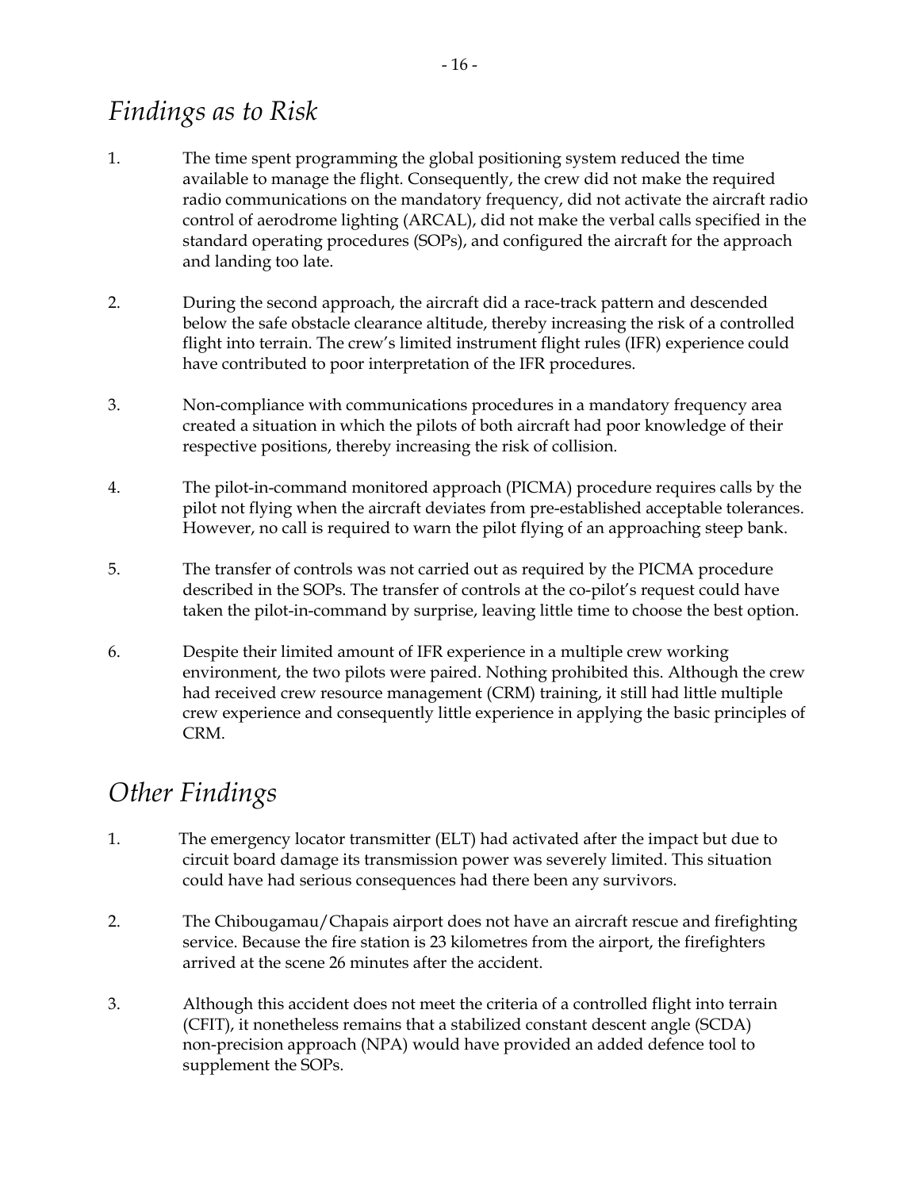## *Findings as to Risk*

1. The time spent programming the global positioning system reduced the time available to manage the flight. Consequently, the crew did not make the required radio communications on the mandatory frequency, did not activate the aircraft radio control of aerodrome lighting (ARCAL), did not make the verbal calls specified in the standard operating procedures (SOPs), and configured the aircraft for the approach and landing too late.

2. During the second approach, the aircraft did a race-track pattern and descended below the safe obstacle clearance altitude, thereby increasing the risk of a controlled flight into terrain. The crew's limited instrument flight rules (IFR) experience could have contributed to poor interpretation of the IFR procedures.

3. Non-compliance with communications procedures in a mandatory frequency area created a situation in which the pilots of both aircraft had poor knowledge of their respective positions, thereby increasing the risk of collision.

4. The pilot-in-command monitored approach (PICMA) procedure requires calls by the pilot not flying when the aircraft deviates from pre-established acceptable tolerances. However, no call is required to warn the pilot flying of an approaching steep bank.

5. The transfer of controls was not carried out as required by the PICMA procedure described in the SOPs. The transfer of controls at the co-pilot's request could have taken the pilot-in-command by surprise, leaving little time to choose the best option.

6. Despite their limited amount of IFR experience in a multiple crew working environment, the two pilots were paired. Nothing prohibited this. Although the crew had received crew resource management (CRM) training, it still had little multiple crew experience and consequently little experience in applying the basic principles of CRM.

## *Other Findings*

1. The emergency locator transmitter (ELT) had activated after the impact but due to circuit board damage its transmission power was severely limited. This situation could have had serious consequences had there been any survivors.

2. The Chibougamau/Chapais airport does not have an aircraft rescue and firefighting service. Because the fire station is 23 kilometres from the airport, the firefighters arrived at the scene 26 minutes after the accident.

3. Although this accident does not meet the criteria of a controlled flight into terrain (CFIT), it nonetheless remains that a stabilized constant descent angle (SCDA) non-precision approach (NPA) would have provided an added defence tool to supplement the SOPs.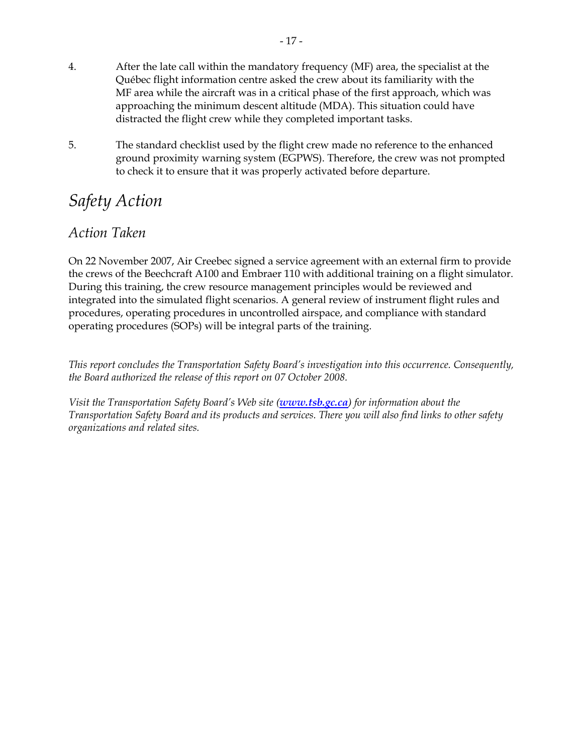4. After the late call within the mandatory frequency (MF) area, the specialist at the Québec flight information centre asked the crew about its familiarity with the MF area while the aircraft was in a critical phase of the first approach, which was approaching the minimum descent altitude (MDA). This situation could have distracted the flight crew while they completed important tasks.

5. The standard checklist used by the flight crew made no reference to the enhanced ground proximity warning system (EGPWS). Therefore, the crew was not prompted to check it to ensure that it was properly activated before departure.

# *Safety Action*

## *Action Taken*

On 22 November 2007, Air Creebec signed a service agreement with an external firm to provide the crews of the Beechcraft A100 and Embraer 110 with additional training on a flight simulator. During this training, the crew resource management principles would be reviewed and integrated into the simulated flight scenarios. A general review of instrument flight rules and procedures, operating procedures in uncontrolled airspace, and compliance with standard operating procedures (SOPs) will be integral parts of the training.

*This report concludes the Transportation Safety Board's investigation into this occurrence. Consequently, the Board authorized the release of this report on 07 October 2008.*

*Visit the Transportation Safety Board's Web site (**www.tsb.gc.ca**) for information about the Transportation Safety Board and its products and services. There you will also find links to other safety organizations and related sites.*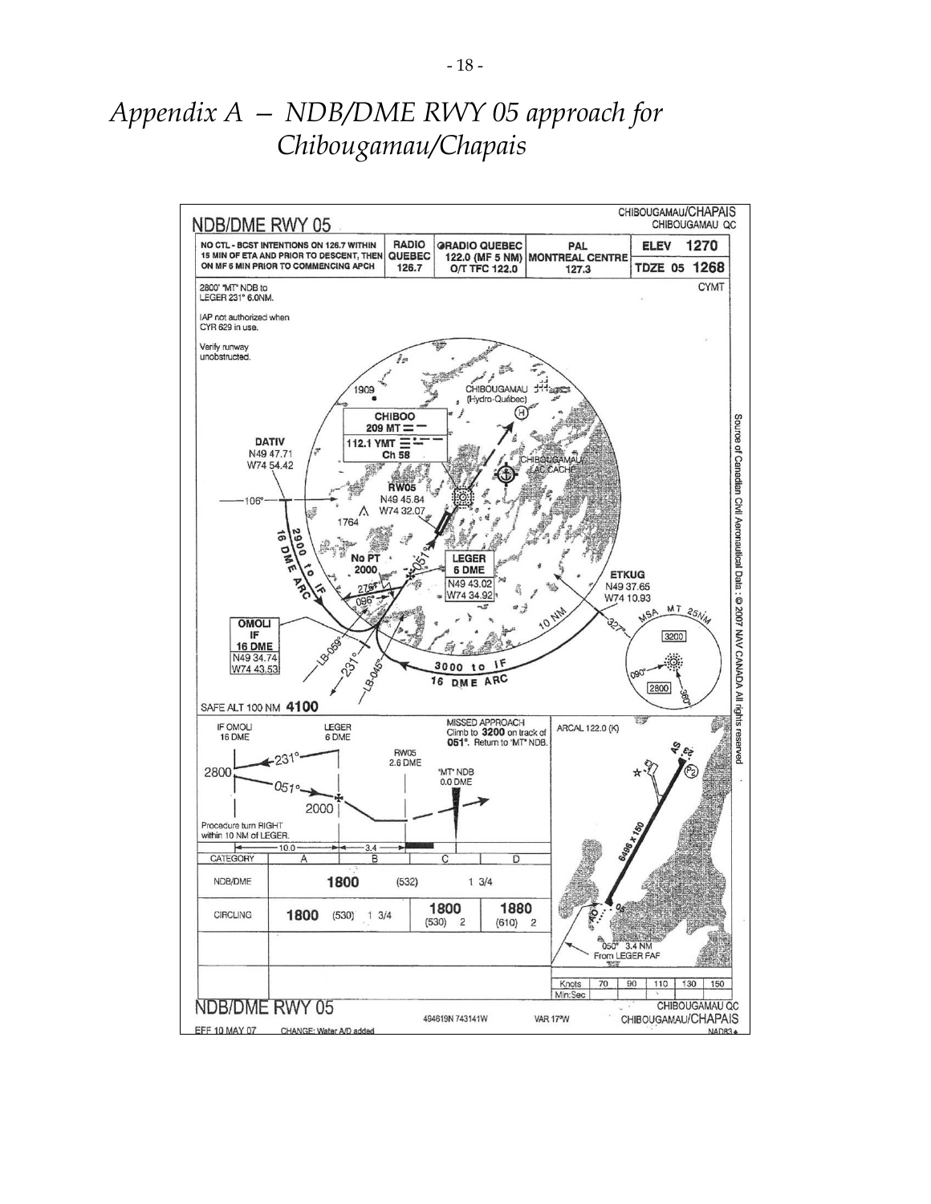# *Appendix A — NDB/DME RWY 05 approach for Chibougamau/Chapais*

NDB/DME RWY 05

CHIBOUGAMAU/CHAPAIS
CHIBOUGAMAU QC

| NO CTL - BCST INTENTIONS ON 126.7 WITHIN 15 MIN OF ETA AND PRIOR TO DESCENT, THEN ON MF 5 MIN PRIOR TO COMMENCING APCH | RADIO QUEBEC 126.7 | RADIO QUEBEC 122.0 (MF 5 NM) O/T TFC 122.0 | PAL MONTREAL CENTRE 127.3 | ELEV 1270 / TDZE 05 1268 |
|---|---|---|---|---|

CYMT

2800' "MT" NDB to LEGER 231° 6.0NM.

IAP not authorized when CYR 629 in use.

Verify runway unobstructed.

CHIBOO 209 MT

112.1 YMT Ch 58

DATIV N49 47.71 W74 54.42

RW05 N49 45.84 W74 32.07

LEGER 6 DME N49 43.02 W74 34.92

OMOLI IF 16 DME N49 34.74 W74 43.53

ETKUG N49 37.65 W74 10.93

2900 to IF 16 DME ARC

3000 to IF 16 DME ARC

No PT 2000

MSA MT 25NM 3200 2800

SAFE ALT 100 NM **4100**

MISSED APPROACH Climb to **3200** on track of **051°**. Return to "MT" NDB.

ARCAL 122.0 (K)

Procedure turn RIGHT within 10 NM of LEGER.

| CATEGORY | A | B | C | D |
|---|---|---|---|---|
| NDB/DME | **1800** (532) 1 3/4 | | | |
| CIRCLING | **1800** (530) 1 3/4 | | **1800** (530) 2 | **1880** (610) 2 |

050° 3.4 NM From LEGER FAF

| Knots | 70 | 90 | 110 | 130 | 150 |
|---|---|---|---|---|---|
| Min:Sec | | | | | |

NDB/DME RWY 05 — 494619N 743141W — VAR 17°W — CHIBOUGAMAU QC CHIBOUGAMAU/CHAPAIS

EFF 10 MAY 07 CHANGE: Water A/D added

Source of Canadian Civil Aeronautical Data : © 2007 NAV CANADA All rights reserved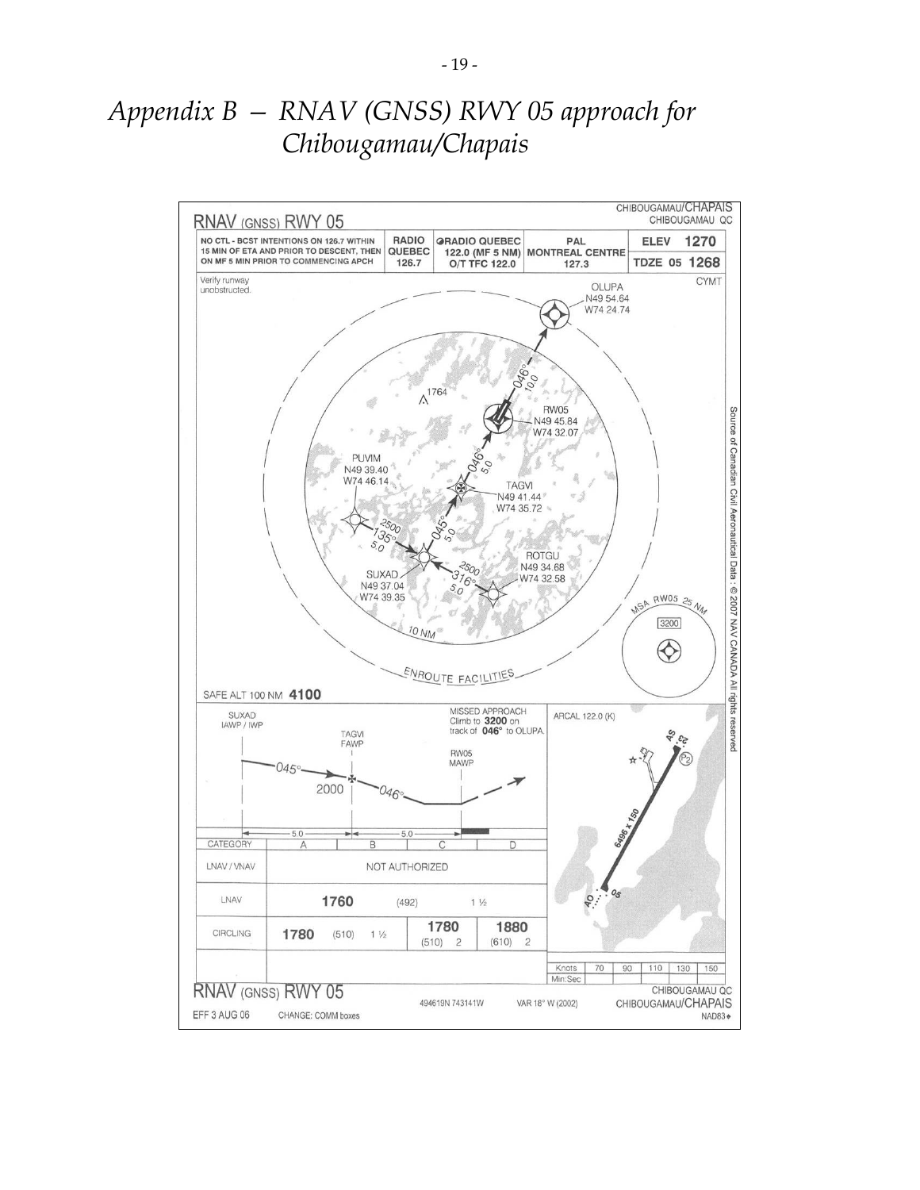# *Appendix B — RNAV (GNSS) RWY 05 approach for Chibougamau/Chapais*

CHIBOUGAMAU/CHAPAIS
CHIBOUGAMAU QC

## RNAV (GNSS) RWY 05

| NO CTL - BCST INTENTIONS ON 126.7 WITHIN 15 MIN OF ETA AND PRIOR TO DESCENT, THEN ON MF 5 MIN PRIOR TO COMMENCING APCH | RADIO QUEBEC 126.7 | RADIO QUEBEC 122.0 (MF 5 NM) O/T TFC 122.0 | PAL MONTREAL CENTRE 127.3 | ELEV 1270 / TDZE 05 1268 |
|---|---|---|---|---|

CYMT

Verify runway unobstructed.

OLUPA N49 54.64 W74 24.74

RW05 N49 45.84 W74 32.07

TAGVI N49 41.44 W74 35.72

PUVIM N49 39.40 W74 46.14

SUXAD N49 37.04 W74 39.35

ROTGU N49 34.68 W74 32.58

PUVIM–SUXAD: 2500, 135°, 5.0
ROTGU–SUXAD: 2500, 316°, 5.0
SUXAD–TAGVI: 045°, 5.0
TAGVI–RW05: 046°, 5.0
RW05–OLUPA: 046°, 10.0

1764

10 NM

ENROUTE FACILITIES

MSA RW05 25 NM: 3200

SAFE ALT 100 NM **4100**

SUXAD IAWP / IWP — 045° — 2000 — TAGVI FAWP — 046° — RW05 MAWP

5.0 — 5.0

MISSED APPROACH Climb to **3200** on track of **046°** to OLUPA.

ARCAL 122.0 (K)

6496 x 150

| CATEGORY | A | B | C | D |
|---|---|---|---|---|
| LNAV / VNAV | NOT AUTHORIZED | | | |
| LNAV | **1760** (492) 1 ½ | | | |
| CIRCLING | **1780** (510) 1 ½ | | **1780** (510) 2 | **1880** (610) 2 |

| Knots | 70 | 90 | 110 | 130 | 150 |
|---|---|---|---|---|---|
| Min:Sec | | | | | |

RNAV (GNSS) RWY 05 — 494619N 743141W — VAR 18° W (2002) — CHIBOUGAMAU QC CHIBOUGAMAU/CHAPAIS

EFF 3 AUG 06 — CHANGE: COMM boxes — NAD83

Source of Canadian Civil Aeronautical Data: © 2007 NAV CANADA All rights reserved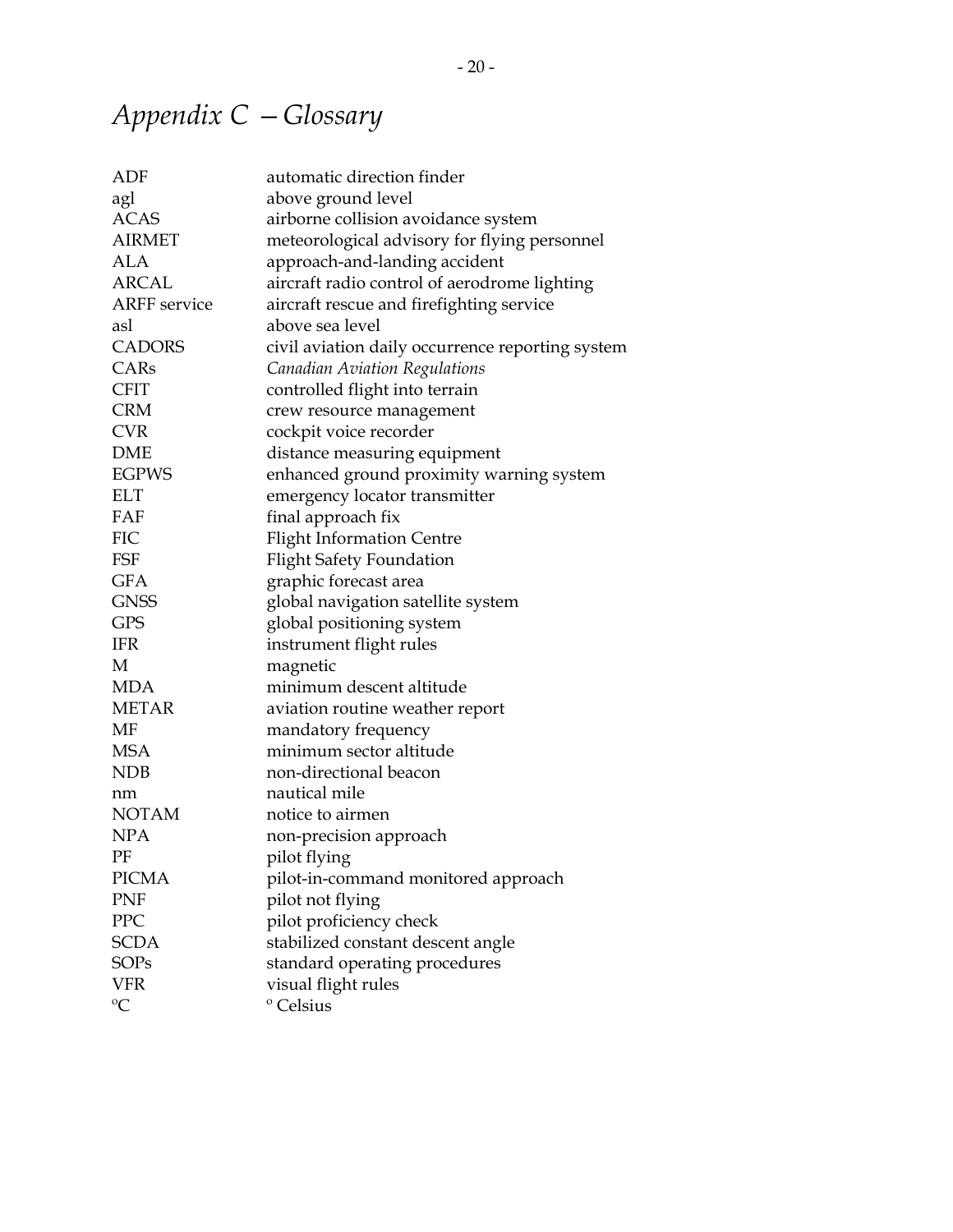# *Appendix C – Glossary*

| | |
|---|---|
| ADF | automatic direction finder |
| agl | above ground level |
| ACAS | airborne collision avoidance system |
| AIRMET | meteorological advisory for flying personnel |
| ALA | approach-and-landing accident |
| ARCAL | aircraft radio control of aerodrome lighting |
| ARFF service | aircraft rescue and firefighting service |
| asl | above sea level |
| CADORS | civil aviation daily occurrence reporting system |
| CARs | *Canadian Aviation Regulations* |
| CFIT | controlled flight into terrain |
| CRM | crew resource management |
| CVR | cockpit voice recorder |
| DME | distance measuring equipment |
| EGPWS | enhanced ground proximity warning system |
| ELT | emergency locator transmitter |
| FAF | final approach fix |
| FIC | Flight Information Centre |
| FSF | Flight Safety Foundation |
| GFA | graphic forecast area |
| GNSS | global navigation satellite system |
| GPS | global positioning system |
| IFR | instrument flight rules |
| M | magnetic |
| MDA | minimum descent altitude |
| METAR | aviation routine weather report |
| MF | mandatory frequency |
| MSA | minimum sector altitude |
| NDB | non-directional beacon |
| nm | nautical mile |
| NOTAM | notice to airmen |
| NPA | non-precision approach |
| PF | pilot flying |
| PICMA | pilot-in-command monitored approach |
| PNF | pilot not flying |
| PPC | pilot proficiency check |
| SCDA | stabilized constant descent angle |
| SOPs | standard operating procedures |
| VFR | visual flight rules |
| °C | ° Celsius |